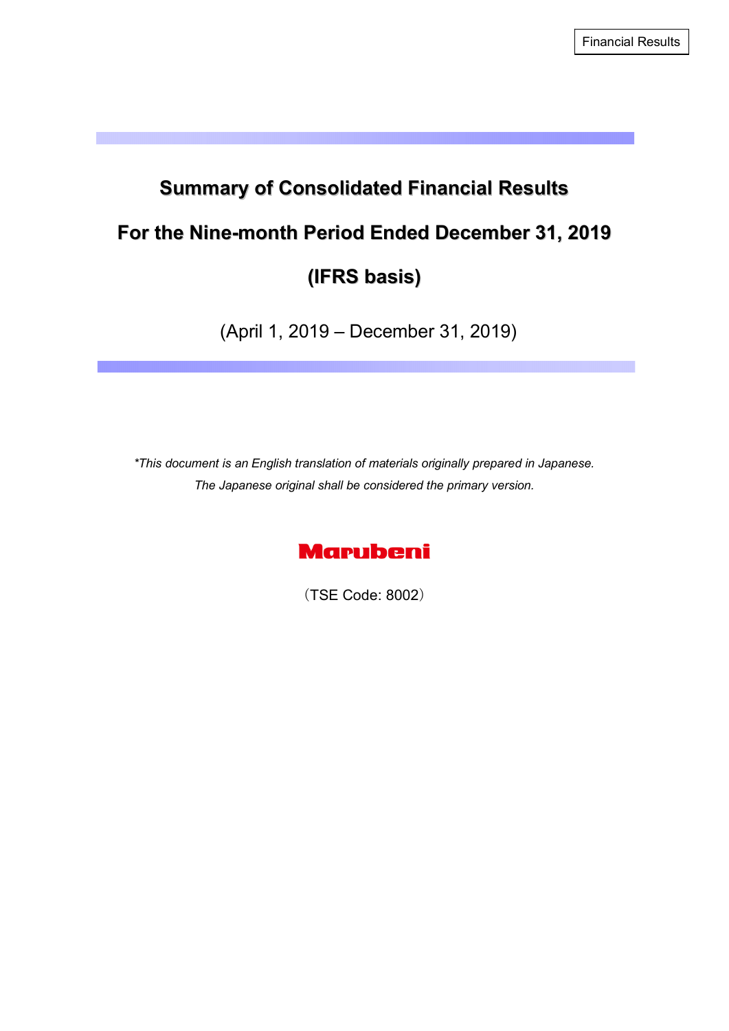Financial Results

# Summary of Consolidated Financial Results

# For the Nine-month Period Ended December 31, 2019

# (IFRS basis)

(April 1, 2019 – December 31, 2019)

*\*This document is an English translation of materials originally prepared in Japanese.*
*The Japanese original shall be considered the primary version.*

Marubeni

（TSE Code: 8002）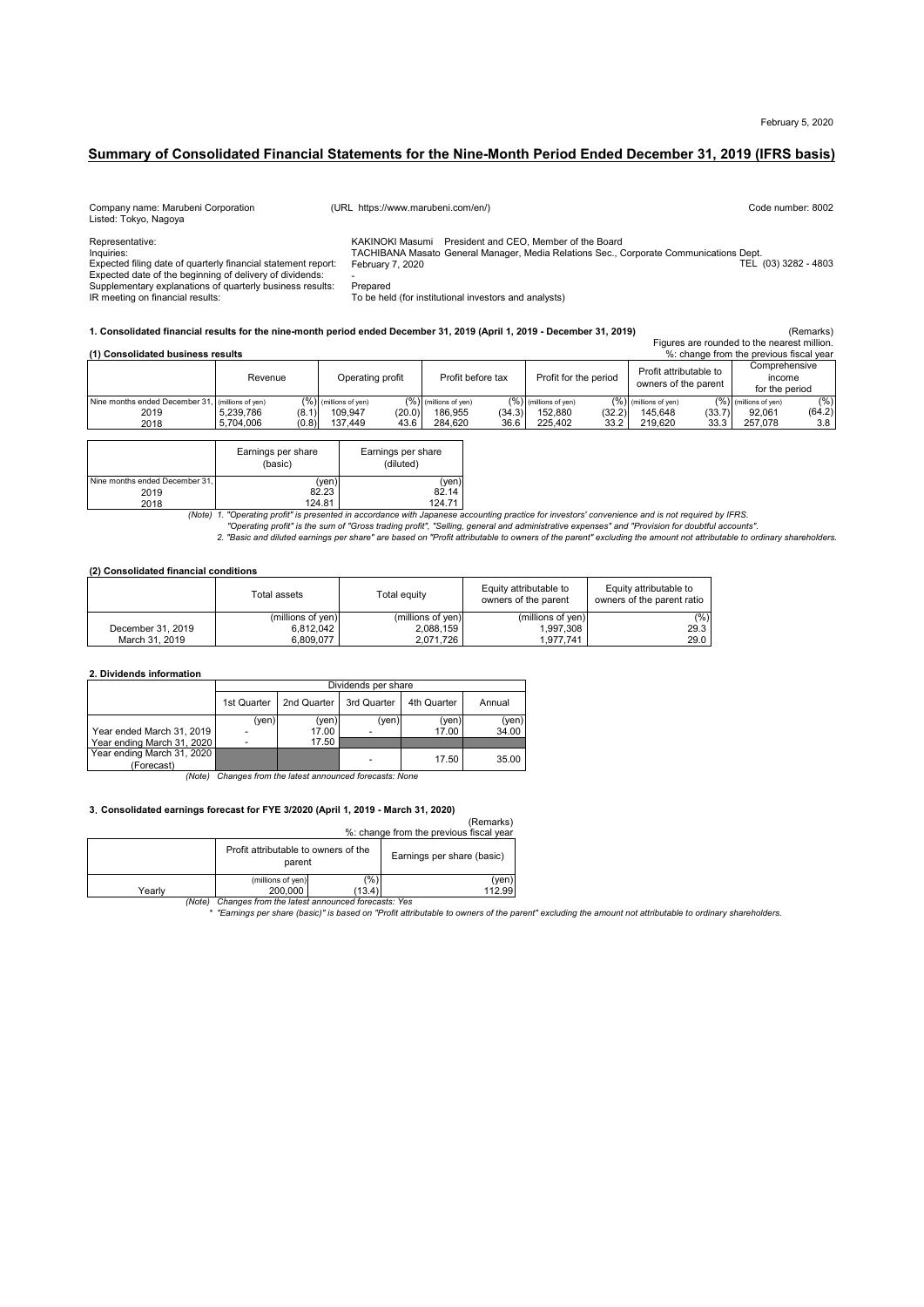February 5, 2020

# Summary of Consolidated Financial Statements for the Nine-Month Period Ended December 31, 2019 (IFRS basis)

Company name: Marubeni Corporation (URL https://www.marubeni.com/en/) Code number: 8002
Listed: Tokyo, Nagoya

Representative: KAKINOKI Masumi President and CEO, Member of the Board
Inquiries: TACHIBANA Masato General Manager, Media Relations Sec., Corporate Communications Dept. TEL (03) 3282 - 4803
Expected filing date of quarterly financial statement report: February 7, 2020
Expected date of the beginning of delivery of dividends: -
Supplementary explanations of quarterly business results: Prepared
IR meeting on financial results: To be held (for institutional investors and analysts)

### 1. Consolidated financial results for the nine-month period ended December 31, 2019 (April 1, 2019 - December 31, 2019)

(Remarks)
Figures are rounded to the nearest million.
%: change from the previous fiscal year

#### (1) Consolidated business results

| | Revenue | | Operating profit | | Profit before tax | | Profit for the period | | Profit attributable to owners of the parent | | Comprehensive income for the period | |
|---|---|---|---|---|---|---|---|---|---|---|---|---|
| Nine months ended December 31, | (millions of yen) | (%) | (millions of yen) | (%) | (millions of yen) | (%) | (millions of yen) | (%) | (millions of yen) | (%) | (millions of yen) | (%) |
| 2019 | 5,239,786 | (8.1) | 109,947 | (20.0) | 186,955 | (34.3) | 152,880 | (32.2) | 145,648 | (33.7) | 92,061 | (64.2) |
| 2018 | 5,704,006 | (0.8) | 137,449 | 43.6 | 284,620 | 36.6 | 225,402 | 33.2 | 219,620 | 33.3 | 257,078 | 3.8 |

| | Earnings per share (basic) | Earnings per share (diluted) |
|---|---|---|
| Nine months ended December 31, | (yen) | (yen) |
| 2019 | 82.23 | 82.14 |
| 2018 | 124.81 | 124.71 |

*(Note) 1. "Operating profit" is presented in accordance with Japanese accounting practice for investors' convenience and is not required by IFRS.*
*"Operating profit" is the sum of "Gross trading profit", "Selling, general and administrative expenses" and "Provision for doubtful accounts".*
*2. "Basic and diluted earnings per share" are based on "Profit attributable to owners of the parent" excluding the amount not attributable to ordinary shareholders.*

#### (2) Consolidated financial conditions

| | Total assets | Total equity | Equity attributable to owners of the parent | Equity attributable to owners of the parent ratio |
|---|---|---|---|---|
| | (millions of yen) | (millions of yen) | (millions of yen) | (%) |
| December 31, 2019 | 6,812,042 | 2,088,159 | 1,997,308 | 29.3 |
| March 31, 2019 | 6,809,077 | 2,071,726 | 1,977,741 | 29.0 |

### 2. Dividends information

| | Dividends per share | | | | |
|---|---|---|---|---|---|
| | 1st Quarter | 2nd Quarter | 3rd Quarter | 4th Quarter | Annual |
| | (yen) | (yen) | (yen) | (yen) | (yen) |
| Year ended March 31, 2019 | - | 17.00 | - | 17.00 | 34.00 |
| Year ending March 31, 2020 | - | 17.50 | | | |
| Year ending March 31, 2020 (Forecast) | | | - | 17.50 | 35.00 |

*(Note) Changes from the latest announced forecasts: None*

### 3. Consolidated earnings forecast for FYE 3/2020 (April 1, 2019 - March 31, 2020)

(Remarks)
%: change from the previous fiscal year

| | Profit attributable to owners of the parent | | Earnings per share (basic) |
|---|---|---|---|
| | (millions of yen) | (%) | (yen) |
| Yearly | 200,000 | (13.4) | 112.99 |

*(Note) Changes from the latest announced forecasts: Yes*
*\* "Earnings per share (basic)" is based on "Profit attributable to owners of the parent" excluding the amount not attributable to ordinary shareholders.*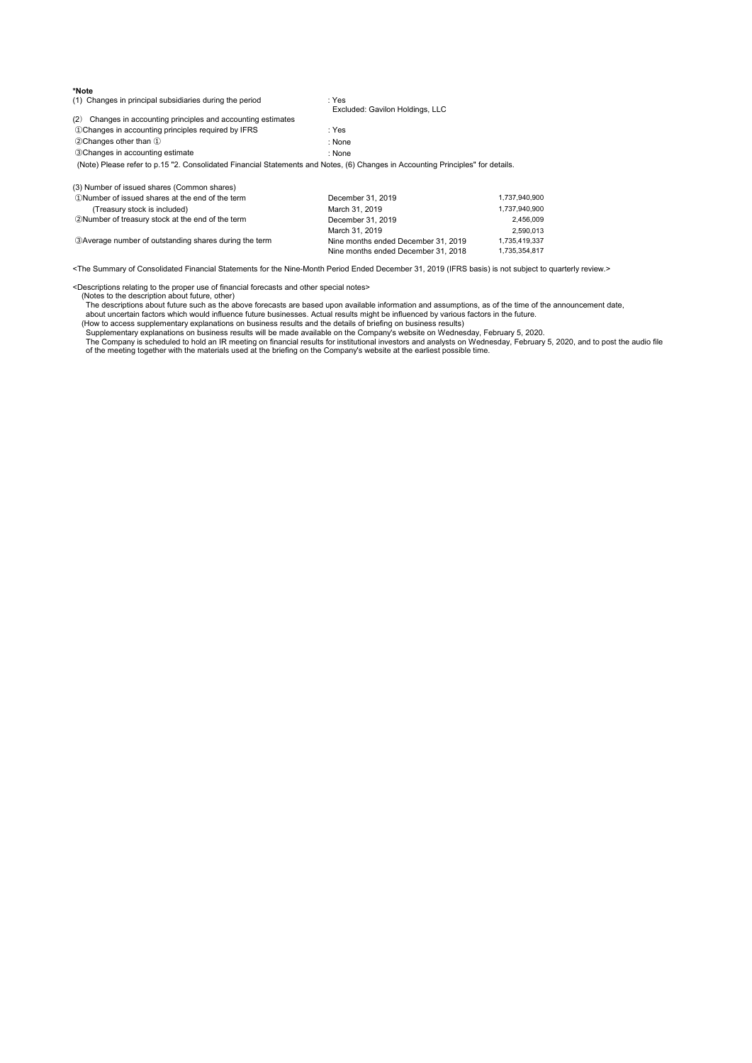**\*Note**

(1) Changes in principal subsidiaries during the period : Yes
Excluded: Gavilon Holdings, LLC

(2) Changes in accounting principles and accounting estimates

①Changes in accounting principles required by IFRS : Yes

②Changes other than ① : None

③Changes in accounting estimate : None

(Note) Please refer to p.15 "2. Consolidated Financial Statements and Notes, (6) Changes in Accounting Principles" for details.

(3) Number of issued shares (Common shares)

| | | |
|---|---|---|
| ①Number of issued shares at the end of the term | December 31, 2019 | 1,737,940,900 |
| (Treasury stock is included) | March 31, 2019 | 1,737,940,900 |
| ②Number of treasury stock at the end of the term | December 31, 2019 | 2,456,009 |
| | March 31, 2019 | 2,590,013 |
| ③Average number of outstanding shares during the term | Nine months ended December 31, 2019 | 1,735,419,337 |
| | Nine months ended December 31, 2018 | 1,735,354,817 |

<The Summary of Consolidated Financial Statements for the Nine-Month Period Ended December 31, 2019 (IFRS basis) is not subject to quarterly review.>

<Descriptions relating to the proper use of financial forecasts and other special notes>

(Notes to the description about future, other)

The descriptions about future such as the above forecasts are based upon available information and assumptions, as of the time of the announcement date, about uncertain factors which would influence future businesses. Actual results might be influenced by various factors in the future.

(How to access supplementary explanations on business results and the details of briefing on business results)

Supplementary explanations on business results will be made available on the Company's website on Wednesday, February 5, 2020.

The Company is scheduled to hold an IR meeting on financial results for institutional investors and analysts on Wednesday, February 5, 2020, and to post the audio file of the meeting together with the materials used at the briefing on the Company's website at the earliest possible time.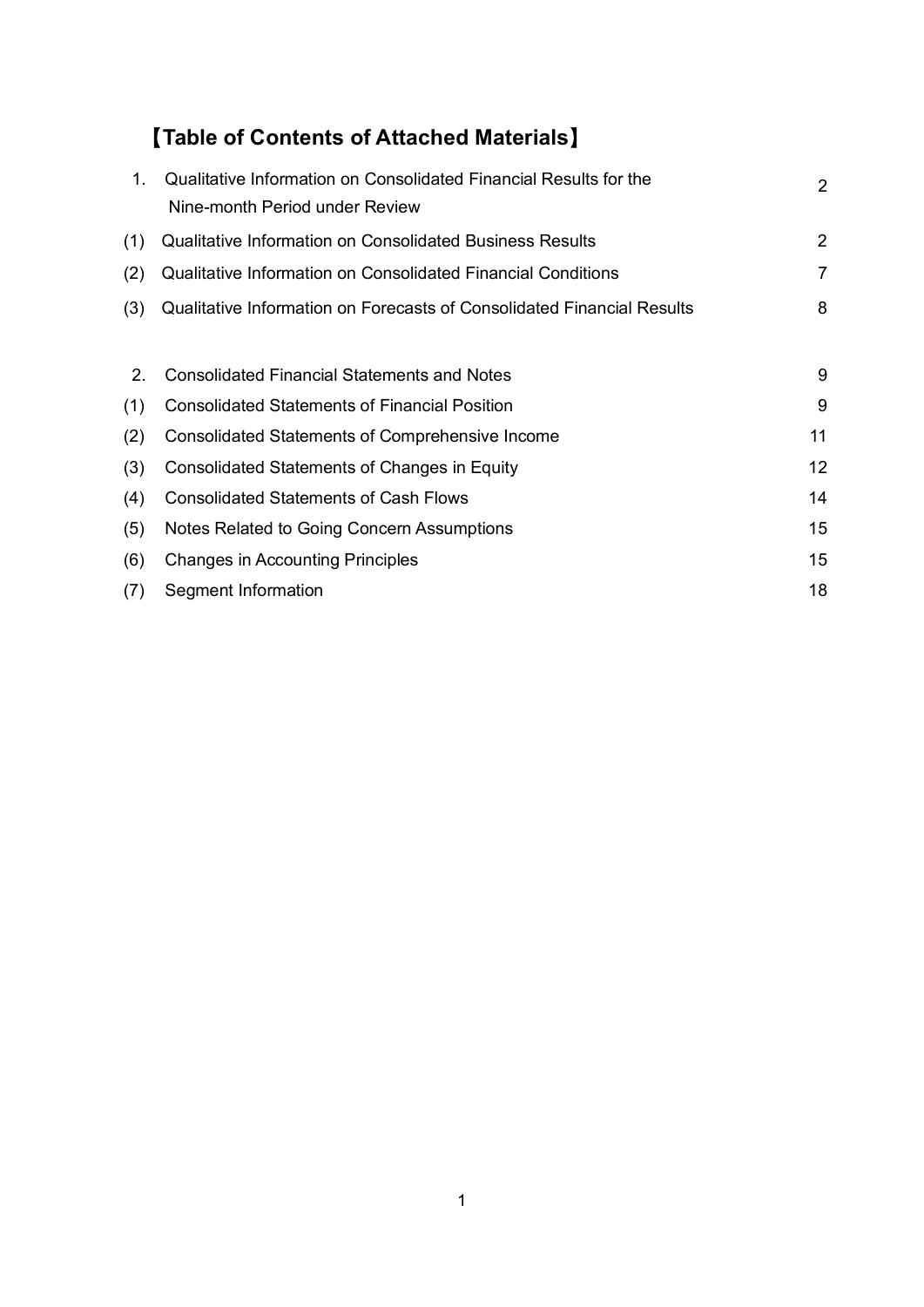# 【Table of Contents of Attached Materials】

| | | |
|---|---|---|
| 1. | Qualitative Information on Consolidated Financial Results for the Nine-month Period under Review | 2 |
| (1) | Qualitative Information on Consolidated Business Results | 2 |
| (2) | Qualitative Information on Consolidated Financial Conditions | 7 |
| (3) | Qualitative Information on Forecasts of Consolidated Financial Results | 8 |
| 2. | Consolidated Financial Statements and Notes | 9 |
| (1) | Consolidated Statements of Financial Position | 9 |
| (2) | Consolidated Statements of Comprehensive Income | 11 |
| (3) | Consolidated Statements of Changes in Equity | 12 |
| (4) | Consolidated Statements of Cash Flows | 14 |
| (5) | Notes Related to Going Concern Assumptions | 15 |
| (6) | Changes in Accounting Principles | 15 |
| (7) | Segment Information | 18 |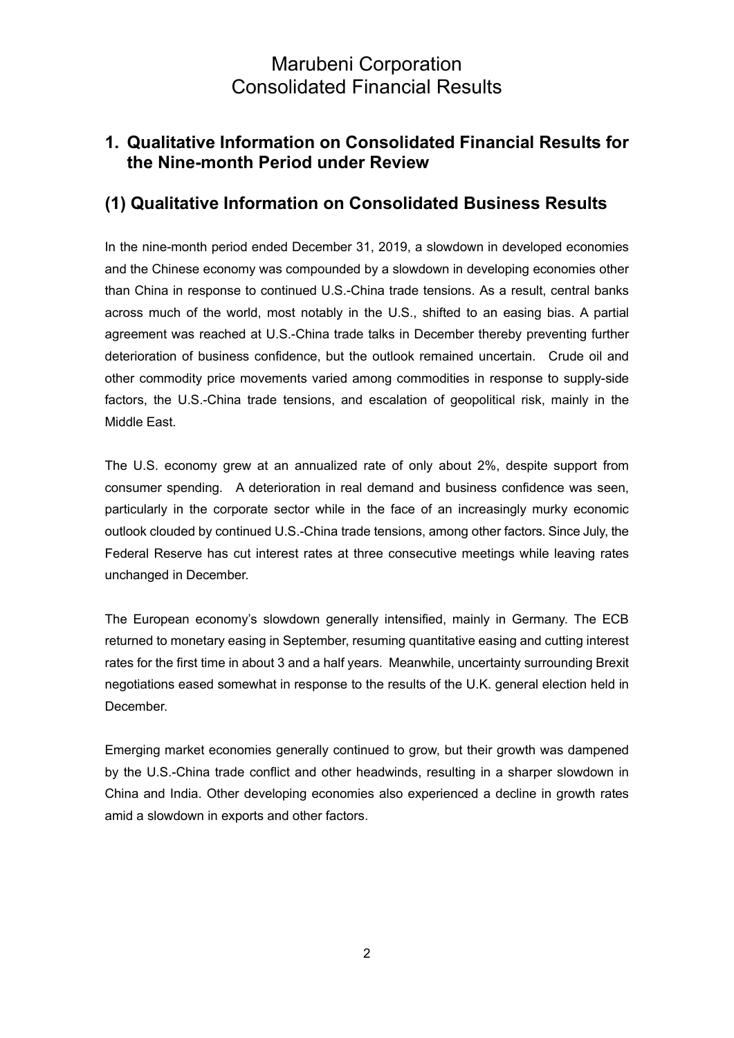# Marubeni Corporation
# Consolidated Financial Results

## 1. Qualitative Information on Consolidated Financial Results for the Nine-month Period under Review

## (1) Qualitative Information on Consolidated Business Results

In the nine-month period ended December 31, 2019, a slowdown in developed economies and the Chinese economy was compounded by a slowdown in developing economies other than China in response to continued U.S.-China trade tensions. As a result, central banks across much of the world, most notably in the U.S., shifted to an easing bias. A partial agreement was reached at U.S.-China trade talks in December thereby preventing further deterioration of business confidence, but the outlook remained uncertain. Crude oil and other commodity price movements varied among commodities in response to supply-side factors, the U.S.-China trade tensions, and escalation of geopolitical risk, mainly in the Middle East.

The U.S. economy grew at an annualized rate of only about 2%, despite support from consumer spending. A deterioration in real demand and business confidence was seen, particularly in the corporate sector while in the face of an increasingly murky economic outlook clouded by continued U.S.-China trade tensions, among other factors. Since July, the Federal Reserve has cut interest rates at three consecutive meetings while leaving rates unchanged in December.

The European economy's slowdown generally intensified, mainly in Germany. The ECB returned to monetary easing in September, resuming quantitative easing and cutting interest rates for the first time in about 3 and a half years. Meanwhile, uncertainty surrounding Brexit negotiations eased somewhat in response to the results of the U.K. general election held in December.

Emerging market economies generally continued to grow, but their growth was dampened by the U.S.-China trade conflict and other headwinds, resulting in a sharper slowdown in China and India. Other developing economies also experienced a decline in growth rates amid a slowdown in exports and other factors.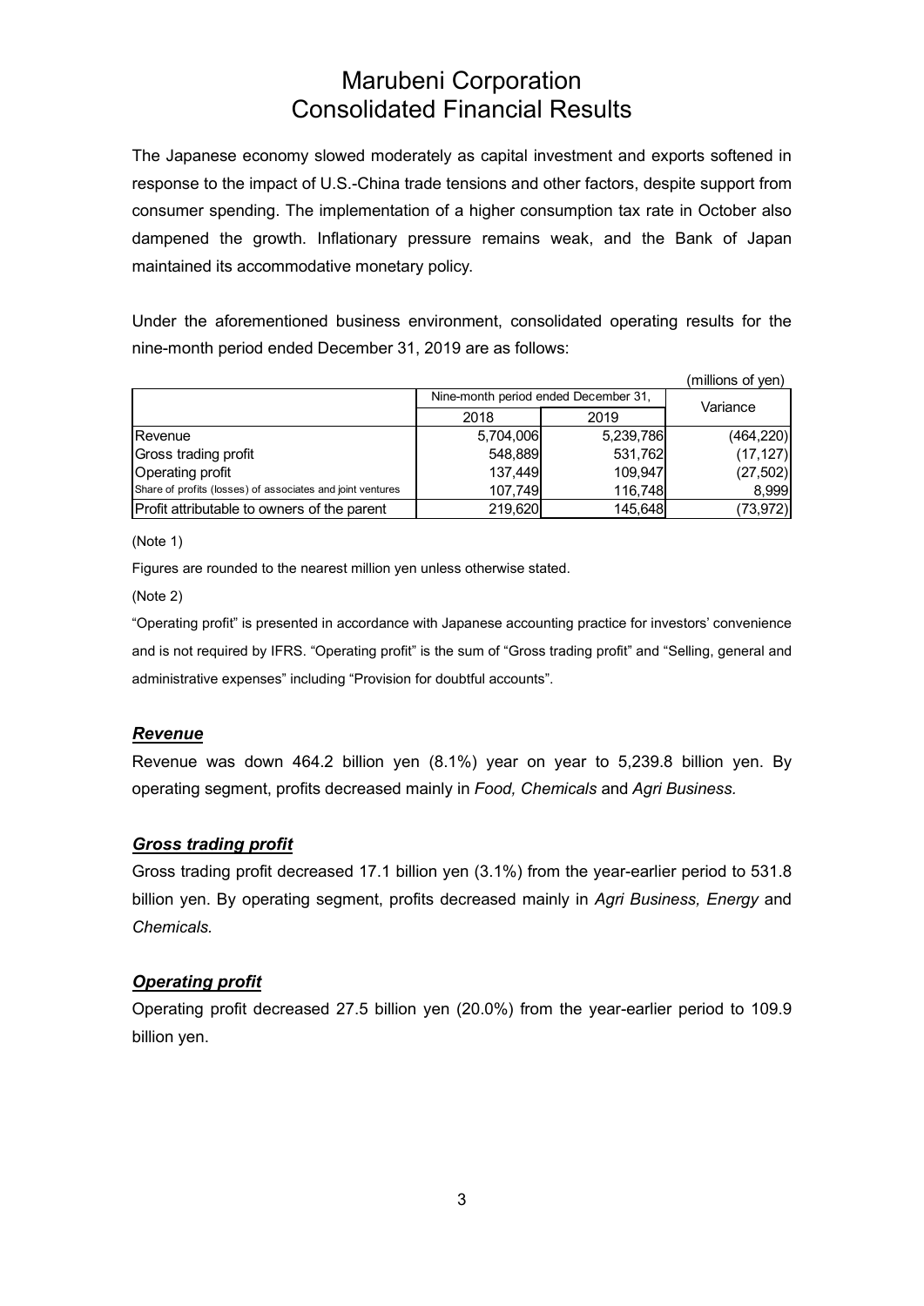# Marubeni Corporation
# Consolidated Financial Results

The Japanese economy slowed moderately as capital investment and exports softened in response to the impact of U.S.-China trade tensions and other factors, despite support from consumer spending. The implementation of a higher consumption tax rate in October also dampened the growth. Inflationary pressure remains weak, and the Bank of Japan maintained its accommodative monetary policy.

Under the aforementioned business environment, consolidated operating results for the nine-month period ended December 31, 2019 are as follows:

(millions of yen)

| | Nine-month period ended December 31, | | Variance |
|---|---|---|---|
| | 2018 | 2019 | |
| Revenue | 5,704,006 | 5,239,786 | (464,220) |
| Gross trading profit | 548,889 | 531,762 | (17,127) |
| Operating profit | 137,449 | 109,947 | (27,502) |
| Share of profits (losses) of associates and joint ventures | 107,749 | 116,748 | 8,999 |
| Profit attributable to owners of the parent | 219,620 | 145,648 | (73,972) |

(Note 1)

Figures are rounded to the nearest million yen unless otherwise stated.

(Note 2)

“Operating profit” is presented in accordance with Japanese accounting practice for investors’ convenience and is not required by IFRS. “Operating profit” is the sum of “Gross trading profit” and “Selling, general and administrative expenses” including “Provision for doubtful accounts”.

### ***Revenue***

Revenue was down 464.2 billion yen (8.1%) year on year to 5,239.8 billion yen. By operating segment, profits decreased mainly in *Food, Chemicals* and *Agri Business.*

### ***Gross trading profit***

Gross trading profit decreased 17.1 billion yen (3.1%) from the year-earlier period to 531.8 billion yen. By operating segment, profits decreased mainly in *Agri Business, Energy* and *Chemicals.*

### ***Operating profit***

Operating profit decreased 27.5 billion yen (20.0%) from the year-earlier period to 109.9 billion yen.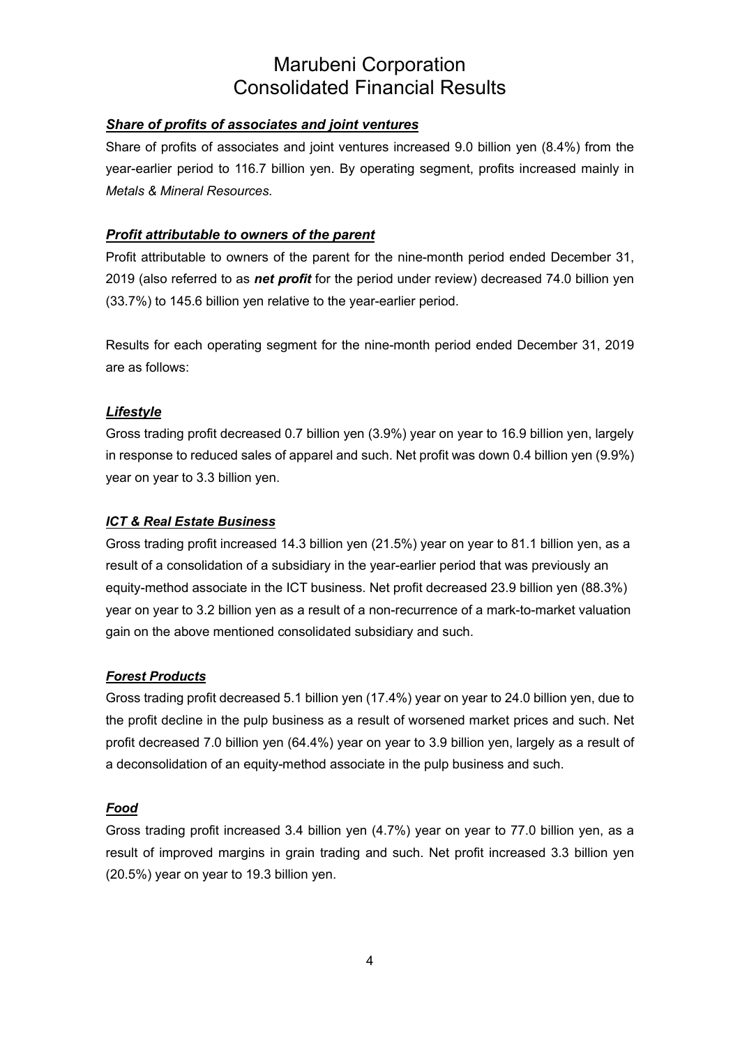### ***Share of profits of associates and joint ventures***

Share of profits of associates and joint ventures increased 9.0 billion yen (8.4%) from the year-earlier period to 116.7 billion yen. By operating segment, profits increased mainly in *Metals & Mineral Resources*.

### ***Profit attributable to owners of the parent***

Profit attributable to owners of the parent for the nine-month period ended December 31, 2019 (also referred to as ***net profit*** for the period under review) decreased 74.0 billion yen (33.7%) to 145.6 billion yen relative to the year-earlier period.

Results for each operating segment for the nine-month period ended December 31, 2019 are as follows:

### ***Lifestyle***

Gross trading profit decreased 0.7 billion yen (3.9%) year on year to 16.9 billion yen, largely in response to reduced sales of apparel and such. Net profit was down 0.4 billion yen (9.9%) year on year to 3.3 billion yen.

### ***ICT & Real Estate Business***

Gross trading profit increased 14.3 billion yen (21.5%) year on year to 81.1 billion yen, as a result of a consolidation of a subsidiary in the year-earlier period that was previously an equity-method associate in the ICT business. Net profit decreased 23.9 billion yen (88.3%) year on year to 3.2 billion yen as a result of a non-recurrence of a mark-to-market valuation gain on the above mentioned consolidated subsidiary and such.

### ***Forest Products***

Gross trading profit decreased 5.1 billion yen (17.4%) year on year to 24.0 billion yen, due to the profit decline in the pulp business as a result of worsened market prices and such. Net profit decreased 7.0 billion yen (64.4%) year on year to 3.9 billion yen, largely as a result of a deconsolidation of an equity-method associate in the pulp business and such.

### ***Food***

Gross trading profit increased 3.4 billion yen (4.7%) year on year to 77.0 billion yen, as a result of improved margins in grain trading and such. Net profit increased 3.3 billion yen (20.5%) year on year to 19.3 billion yen.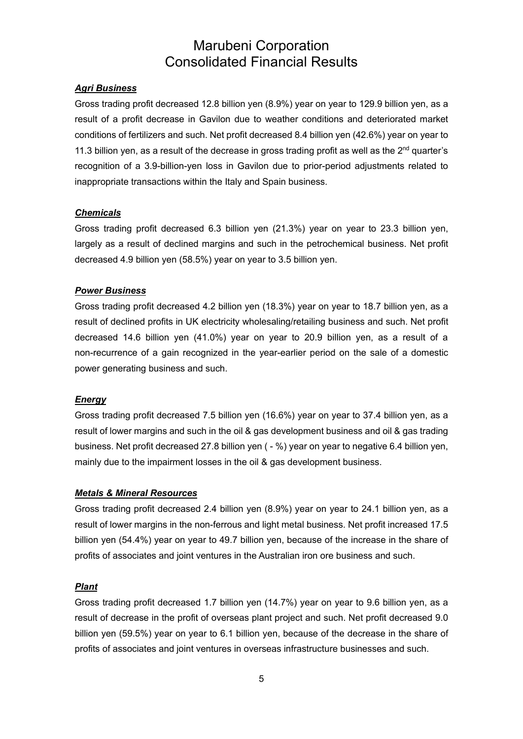### ***Agri Business***

Gross trading profit decreased 12.8 billion yen (8.9%) year on year to 129.9 billion yen, as a result of a profit decrease in Gavilon due to weather conditions and deteriorated market conditions of fertilizers and such. Net profit decreased 8.4 billion yen (42.6%) year on year to 11.3 billion yen, as a result of the decrease in gross trading profit as well as the 2nd quarter's recognition of a 3.9-billion-yen loss in Gavilon due to prior-period adjustments related to inappropriate transactions within the Italy and Spain business.

### ***Chemicals***

Gross trading profit decreased 6.3 billion yen (21.3%) year on year to 23.3 billion yen, largely as a result of declined margins and such in the petrochemical business. Net profit decreased 4.9 billion yen (58.5%) year on year to 3.5 billion yen.

### ***Power Business***

Gross trading profit decreased 4.2 billion yen (18.3%) year on year to 18.7 billion yen, as a result of declined profits in UK electricity wholesaling/retailing business and such. Net profit decreased 14.6 billion yen (41.0%) year on year to 20.9 billion yen, as a result of a non-recurrence of a gain recognized in the year-earlier period on the sale of a domestic power generating business and such.

### ***Energy***

Gross trading profit decreased 7.5 billion yen (16.6%) year on year to 37.4 billion yen, as a result of lower margins and such in the oil & gas development business and oil & gas trading business. Net profit decreased 27.8 billion yen ( - %) year on year to negative 6.4 billion yen, mainly due to the impairment losses in the oil & gas development business.

### ***Metals & Mineral Resources***

Gross trading profit decreased 2.4 billion yen (8.9%) year on year to 24.1 billion yen, as a result of lower margins in the non-ferrous and light metal business. Net profit increased 17.5 billion yen (54.4%) year on year to 49.7 billion yen, because of the increase in the share of profits of associates and joint ventures in the Australian iron ore business and such.

### ***Plant***

Gross trading profit decreased 1.7 billion yen (14.7%) year on year to 9.6 billion yen, as a result of decrease in the profit of overseas plant project and such. Net profit decreased 9.0 billion yen (59.5%) year on year to 6.1 billion yen, because of the decrease in the share of profits of associates and joint ventures in overseas infrastructure businesses and such.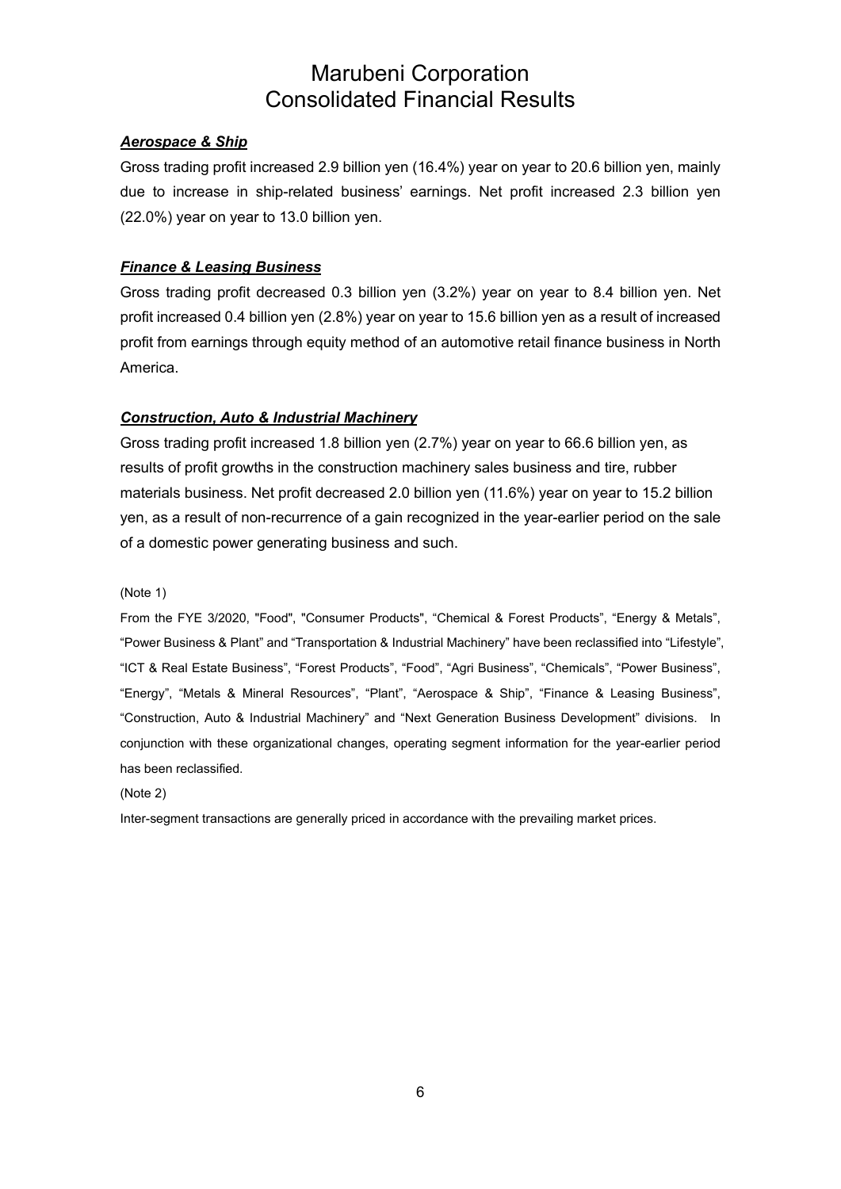# Marubeni Corporation
# Consolidated Financial Results

***Aerospace & Ship***

Gross trading profit increased 2.9 billion yen (16.4%) year on year to 20.6 billion yen, mainly due to increase in ship-related business' earnings. Net profit increased 2.3 billion yen (22.0%) year on year to 13.0 billion yen.

***Finance & Leasing Business***

Gross trading profit decreased 0.3 billion yen (3.2%) year on year to 8.4 billion yen. Net profit increased 0.4 billion yen (2.8%) year on year to 15.6 billion yen as a result of increased profit from earnings through equity method of an automotive retail finance business in North America.

***Construction, Auto & Industrial Machinery***

Gross trading profit increased 1.8 billion yen (2.7%) year on year to 66.6 billion yen, as results of profit growths in the construction machinery sales business and tire, rubber materials business. Net profit decreased 2.0 billion yen (11.6%) year on year to 15.2 billion yen, as a result of non-recurrence of a gain recognized in the year-earlier period on the sale of a domestic power generating business and such.

(Note 1)

From the FYE 3/2020, "Food", "Consumer Products", "Chemical & Forest Products", "Energy & Metals", "Power Business & Plant" and "Transportation & Industrial Machinery" have been reclassified into "Lifestyle", "ICT & Real Estate Business", "Forest Products", "Food", "Agri Business", "Chemicals", "Power Business", "Energy", "Metals & Mineral Resources", "Plant", "Aerospace & Ship", "Finance & Leasing Business", "Construction, Auto & Industrial Machinery" and "Next Generation Business Development" divisions. In conjunction with these organizational changes, operating segment information for the year-earlier period has been reclassified.

(Note 2)

Inter-segment transactions are generally priced in accordance with the prevailing market prices.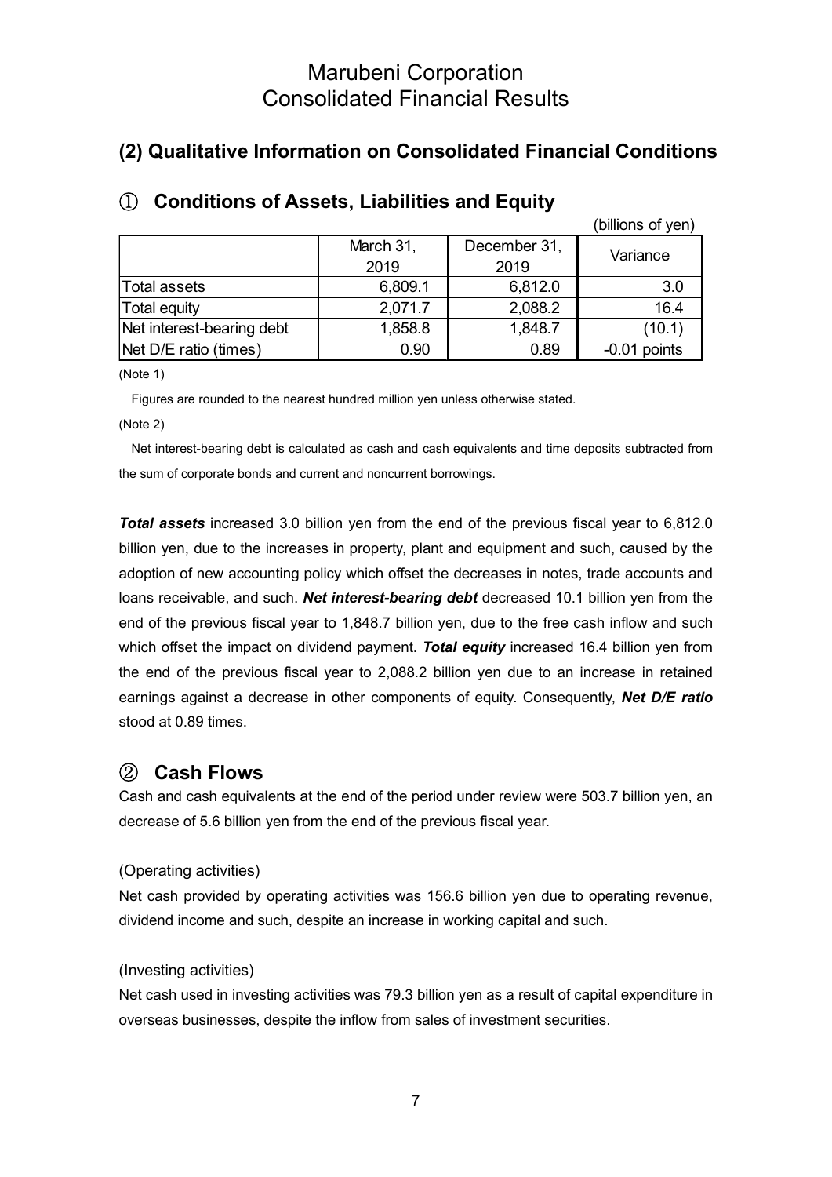# Marubeni Corporation
# Consolidated Financial Results

## (2) Qualitative Information on Consolidated Financial Conditions

### ① Conditions of Assets, Liabilities and Equity

(billions of yen)

| | March 31, 2019 | December 31, 2019 | Variance |
|---|---|---|---|
| Total assets | 6,809.1 | 6,812.0 | 3.0 |
| Total equity | 2,071.7 | 2,088.2 | 16.4 |
| Net interest-bearing debt | 1,858.8 | 1,848.7 | (10.1) |
| Net D/E ratio (times) | 0.90 | 0.89 | -0.01 points |

(Note 1)

Figures are rounded to the nearest hundred million yen unless otherwise stated.

(Note 2)

Net interest-bearing debt is calculated as cash and cash equivalents and time deposits subtracted from the sum of corporate bonds and current and noncurrent borrowings.

***Total assets*** increased 3.0 billion yen from the end of the previous fiscal year to 6,812.0 billion yen, due to the increases in property, plant and equipment and such, caused by the adoption of new accounting policy which offset the decreases in notes, trade accounts and loans receivable, and such. ***Net interest-bearing debt*** decreased 10.1 billion yen from the end of the previous fiscal year to 1,848.7 billion yen, due to the free cash inflow and such which offset the impact on dividend payment. ***Total equity*** increased 16.4 billion yen from the end of the previous fiscal year to 2,088.2 billion yen due to an increase in retained earnings against a decrease in other components of equity. Consequently, ***Net D/E ratio*** stood at 0.89 times.

### ② Cash Flows

Cash and cash equivalents at the end of the period under review were 503.7 billion yen, an decrease of 5.6 billion yen from the end of the previous fiscal year.

(Operating activities)

Net cash provided by operating activities was 156.6 billion yen due to operating revenue, dividend income and such, despite an increase in working capital and such.

(Investing activities)

Net cash used in investing activities was 79.3 billion yen as a result of capital expenditure in overseas businesses, despite the inflow from sales of investment securities.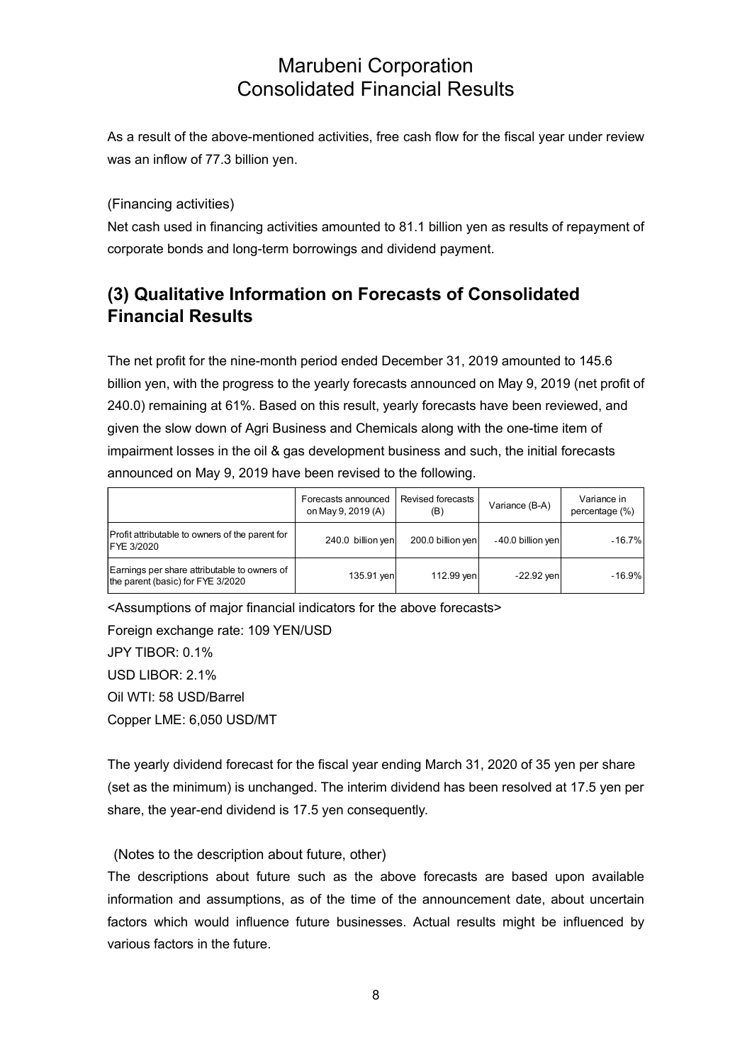# Marubeni Corporation
# Consolidated Financial Results

As a result of the above-mentioned activities, free cash flow for the fiscal year under review was an inflow of 77.3 billion yen.

(Financing activities)

Net cash used in financing activities amounted to 81.1 billion yen as results of repayment of corporate bonds and long-term borrowings and dividend payment.

## (3) Qualitative Information on Forecasts of Consolidated Financial Results

The net profit for the nine-month period ended December 31, 2019 amounted to 145.6 billion yen, with the progress to the yearly forecasts announced on May 9, 2019 (net profit of 240.0) remaining at 61%. Based on this result, yearly forecasts have been reviewed, and given the slow down of Agri Business and Chemicals along with the one-time item of impairment losses in the oil & gas development business and such, the initial forecasts announced on May 9, 2019 have been revised to the following.

| | Forecasts announced on May 9, 2019 (A) | Revised forecasts (B) | Variance (B-A) | Variance in percentage (%) |
|---|---|---|---|---|
| Profit attributable to owners of the parent for FYE 3/2020 | 240.0 billion yen | 200.0 billion yen | -40.0 billion yen | -16.7% |
| Earnings per share attributable to owners of the parent (basic) for FYE 3/2020 | 135.91 yen | 112.99 yen | -22.92 yen | -16.9% |

<Assumptions of major financial indicators for the above forecasts>

Foreign exchange rate: 109 YEN/USD

JPY TIBOR: 0.1%

USD LIBOR: 2.1%

Oil WTI: 58 USD/Barrel

Copper LME: 6,050 USD/MT

The yearly dividend forecast for the fiscal year ending March 31, 2020 of 35 yen per share (set as the minimum) is unchanged. The interim dividend has been resolved at 17.5 yen per share, the year-end dividend is 17.5 yen consequently.

(Notes to the description about future, other)

The descriptions about future such as the above forecasts are based upon available information and assumptions, as of the time of the announcement date, about uncertain factors which would influence future businesses. Actual results might be influenced by various factors in the future.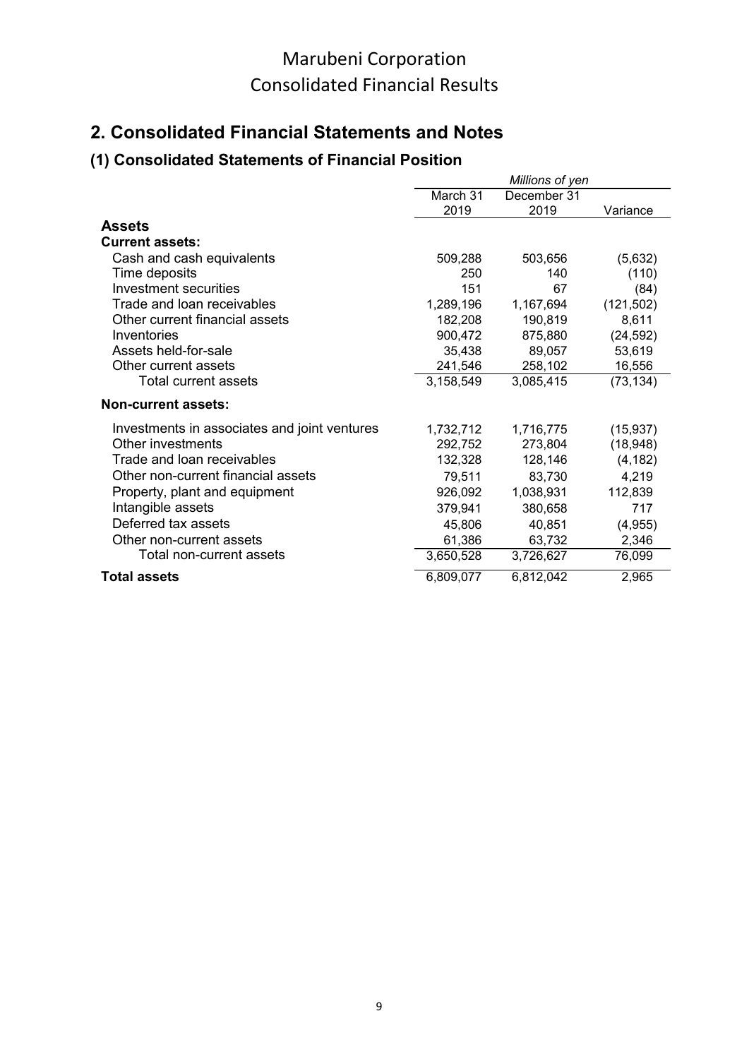Marubeni Corporation
Consolidated Financial Results

## 2. Consolidated Financial Statements and Notes

### (1) Consolidated Statements of Financial Position

| | *Millions of yen* | | |
|---|---|---|---|
| | March 31 2019 | December 31 2019 | Variance |
| **Assets** | | | |
| **Current assets:** | | | |
| Cash and cash equivalents | 509,288 | 503,656 | (5,632) |
| Time deposits | 250 | 140 | (110) |
| Investment securities | 151 | 67 | (84) |
| Trade and loan receivables | 1,289,196 | 1,167,694 | (121,502) |
| Other current financial assets | 182,208 | 190,819 | 8,611 |
| Inventories | 900,472 | 875,880 | (24,592) |
| Assets held-for-sale | 35,438 | 89,057 | 53,619 |
| Other current assets | 241,546 | 258,102 | 16,556 |
| Total current assets | 3,158,549 | 3,085,415 | (73,134) |
| **Non-current assets:** | | | |
| Investments in associates and joint ventures | 1,732,712 | 1,716,775 | (15,937) |
| Other investments | 292,752 | 273,804 | (18,948) |
| Trade and loan receivables | 132,328 | 128,146 | (4,182) |
| Other non-current financial assets | 79,511 | 83,730 | 4,219 |
| Property, plant and equipment | 926,092 | 1,038,931 | 112,839 |
| Intangible assets | 379,941 | 380,658 | 717 |
| Deferred tax assets | 45,806 | 40,851 | (4,955) |
| Other non-current assets | 61,386 | 63,732 | 2,346 |
| Total non-current assets | 3,650,528 | 3,726,627 | 76,099 |
| **Total assets** | 6,809,077 | 6,812,042 | 2,965 |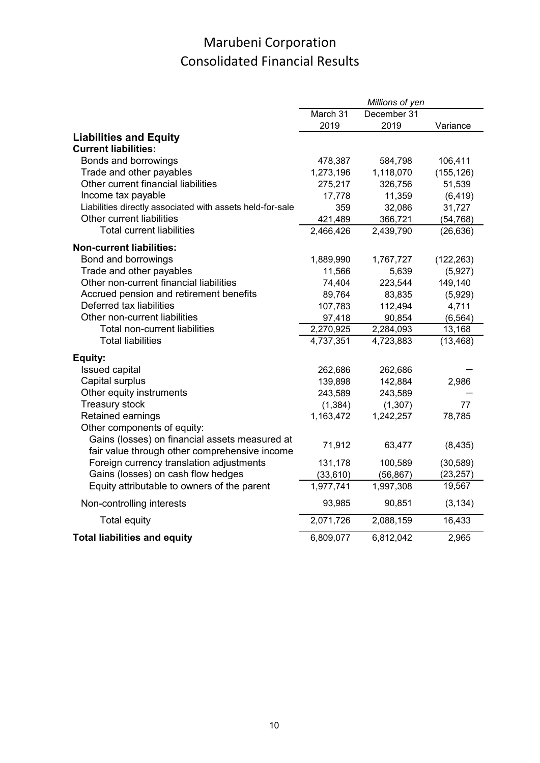# Marubeni Corporation
# Consolidated Financial Results

| | *Millions of yen* | | |
|---|---|---|---|
| | March 31 2019 | December 31 2019 | Variance |
| **Liabilities and Equity** | | | |
| **Current liabilities:** | | | |
| Bonds and borrowings | 478,387 | 584,798 | 106,411 |
| Trade and other payables | 1,273,196 | 1,118,070 | (155,126) |
| Other current financial liabilities | 275,217 | 326,756 | 51,539 |
| Income tax payable | 17,778 | 11,359 | (6,419) |
| Liabilities directly associated with assets held-for-sale | 359 | 32,086 | 31,727 |
| Other current liabilities | 421,489 | 366,721 | (54,768) |
| Total current liabilities | 2,466,426 | 2,439,790 | (26,636) |
| **Non-current liabilities:** | | | |
| Bond and borrowings | 1,889,990 | 1,767,727 | (122,263) |
| Trade and other payables | 11,566 | 5,639 | (5,927) |
| Other non-current financial liabilities | 74,404 | 223,544 | 149,140 |
| Accrued pension and retirement benefits | 89,764 | 83,835 | (5,929) |
| Deferred tax liabilities | 107,783 | 112,494 | 4,711 |
| Other non-current liabilities | 97,418 | 90,854 | (6,564) |
| Total non-current liabilities | 2,270,925 | 2,284,093 | 13,168 |
| Total liabilities | 4,737,351 | 4,723,883 | (13,468) |
| **Equity:** | | | |
| Issued capital | 262,686 | 262,686 | — |
| Capital surplus | 139,898 | 142,884 | 2,986 |
| Other equity instruments | 243,589 | 243,589 | — |
| Treasury stock | (1,384) | (1,307) | 77 |
| Retained earnings | 1,163,472 | 1,242,257 | 78,785 |
| Other components of equity: | | | |
| Gains (losses) on financial assets measured at fair value through other comprehensive income | 71,912 | 63,477 | (8,435) |
| Foreign currency translation adjustments | 131,178 | 100,589 | (30,589) |
| Gains (losses) on cash flow hedges | (33,610) | (56,867) | (23,257) |
| Equity attributable to owners of the parent | 1,977,741 | 1,997,308 | 19,567 |
| Non-controlling interests | 93,985 | 90,851 | (3,134) |
| Total equity | 2,071,726 | 2,088,159 | 16,433 |
| **Total liabilities and equity** | 6,809,077 | 6,812,042 | 2,965 |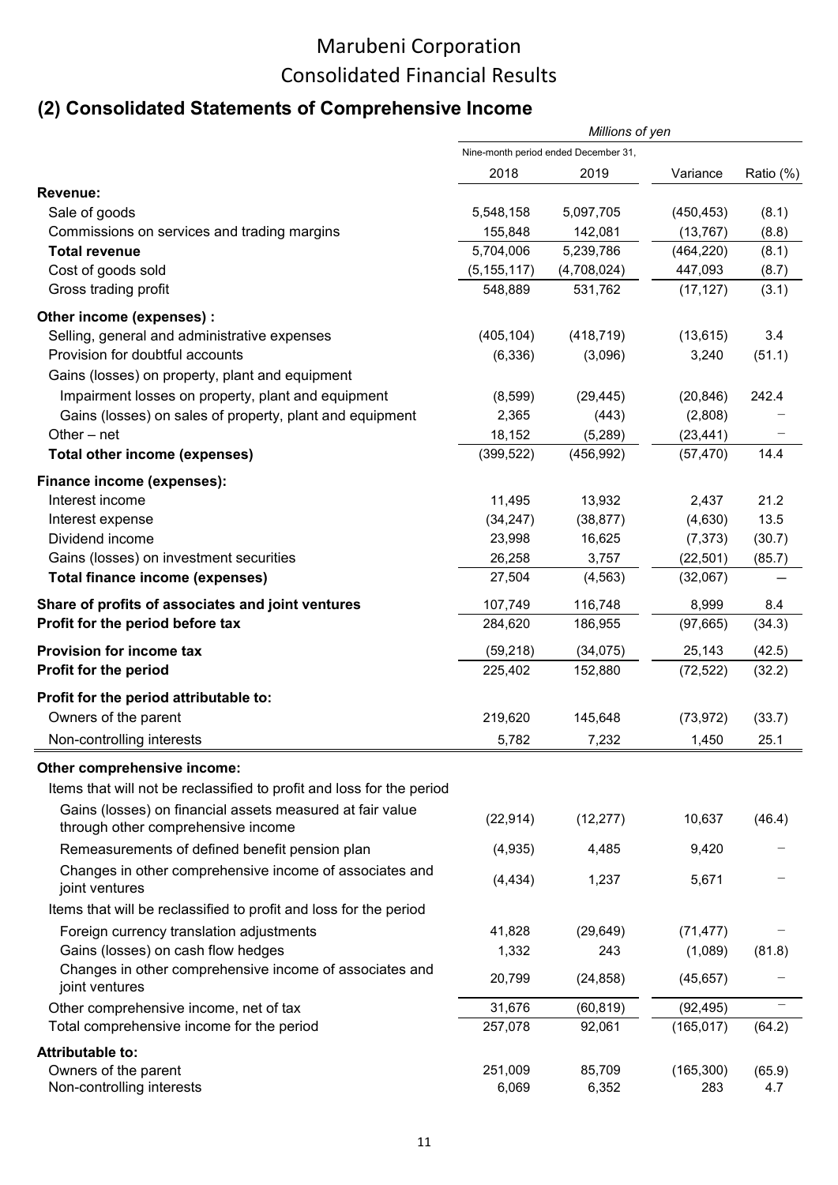# Marubeni Corporation
# Consolidated Financial Results

## (2) Consolidated Statements of Comprehensive Income

| | *Millions of yen* | | | |
|---|---|---|---|---|
| | Nine-month period ended December 31, | | | |
| | 2018 | 2019 | Variance | Ratio (%) |
| **Revenue:** | | | | |
| Sale of goods | 5,548,158 | 5,097,705 | (450,453) | (8.1) |
| Commissions on services and trading margins | 155,848 | 142,081 | (13,767) | (8.8) |
| **Total revenue** | 5,704,006 | 5,239,786 | (464,220) | (8.1) |
| Cost of goods sold | (5,155,117) | (4,708,024) | 447,093 | (8.7) |
| Gross trading profit | 548,889 | 531,762 | (17,127) | (3.1) |
| **Other income (expenses) :** | | | | |
| Selling, general and administrative expenses | (405,104) | (418,719) | (13,615) | 3.4 |
| Provision for doubtful accounts | (6,336) | (3,096) | 3,240 | (51.1) |
| Gains (losses) on property, plant and equipment | | | | |
| Impairment losses on property, plant and equipment | (8,599) | (29,445) | (20,846) | 242.4 |
| Gains (losses) on sales of property, plant and equipment | 2,365 | (443) | (2,808) | － |
| Other – net | 18,152 | (5,289) | (23,441) | － |
| **Total other income (expenses)** | (399,522) | (456,992) | (57,470) | 14.4 |
| **Finance income (expenses):** | | | | |
| Interest income | 11,495 | 13,932 | 2,437 | 21.2 |
| Interest expense | (34,247) | (38,877) | (4,630) | 13.5 |
| Dividend income | 23,998 | 16,625 | (7,373) | (30.7) |
| Gains (losses) on investment securities | 26,258 | 3,757 | (22,501) | (85.7) |
| **Total finance income (expenses)** | 27,504 | (4,563) | (32,067) | — |
| **Share of profits of associates and joint ventures** | 107,749 | 116,748 | 8,999 | 8.4 |
| **Profit for the period before tax** | 284,620 | 186,955 | (97,665) | (34.3) |
| **Provision for income tax** | (59,218) | (34,075) | 25,143 | (42.5) |
| **Profit for the period** | 225,402 | 152,880 | (72,522) | (32.2) |
| **Profit for the period attributable to:** | | | | |
| Owners of the parent | 219,620 | 145,648 | (73,972) | (33.7) |
| Non-controlling interests | 5,782 | 7,232 | 1,450 | 25.1 |
| **Other comprehensive income:** | | | | |
| Items that will not be reclassified to profit and loss for the period | | | | |
| Gains (losses) on financial assets measured at fair value through other comprehensive income | (22,914) | (12,277) | 10,637 | (46.4) |
| Remeasurements of defined benefit pension plan | (4,935) | 4,485 | 9,420 | － |
| Changes in other comprehensive income of associates and joint ventures | (4,434) | 1,237 | 5,671 | － |
| Items that will be reclassified to profit and loss for the period | | | | |
| Foreign currency translation adjustments | 41,828 | (29,649) | (71,477) | － |
| Gains (losses) on cash flow hedges | 1,332 | 243 | (1,089) | (81.8) |
| Changes in other comprehensive income of associates and joint ventures | 20,799 | (24,858) | (45,657) | － |
| Other comprehensive income, net of tax | 31,676 | (60,819) | (92,495) | － |
| Total comprehensive income for the period | 257,078 | 92,061 | (165,017) | (64.2) |
| **Attributable to:** | | | | |
| Owners of the parent | 251,009 | 85,709 | (165,300) | (65.9) |
| Non-controlling interests | 6,069 | 6,352 | 283 | 4.7 |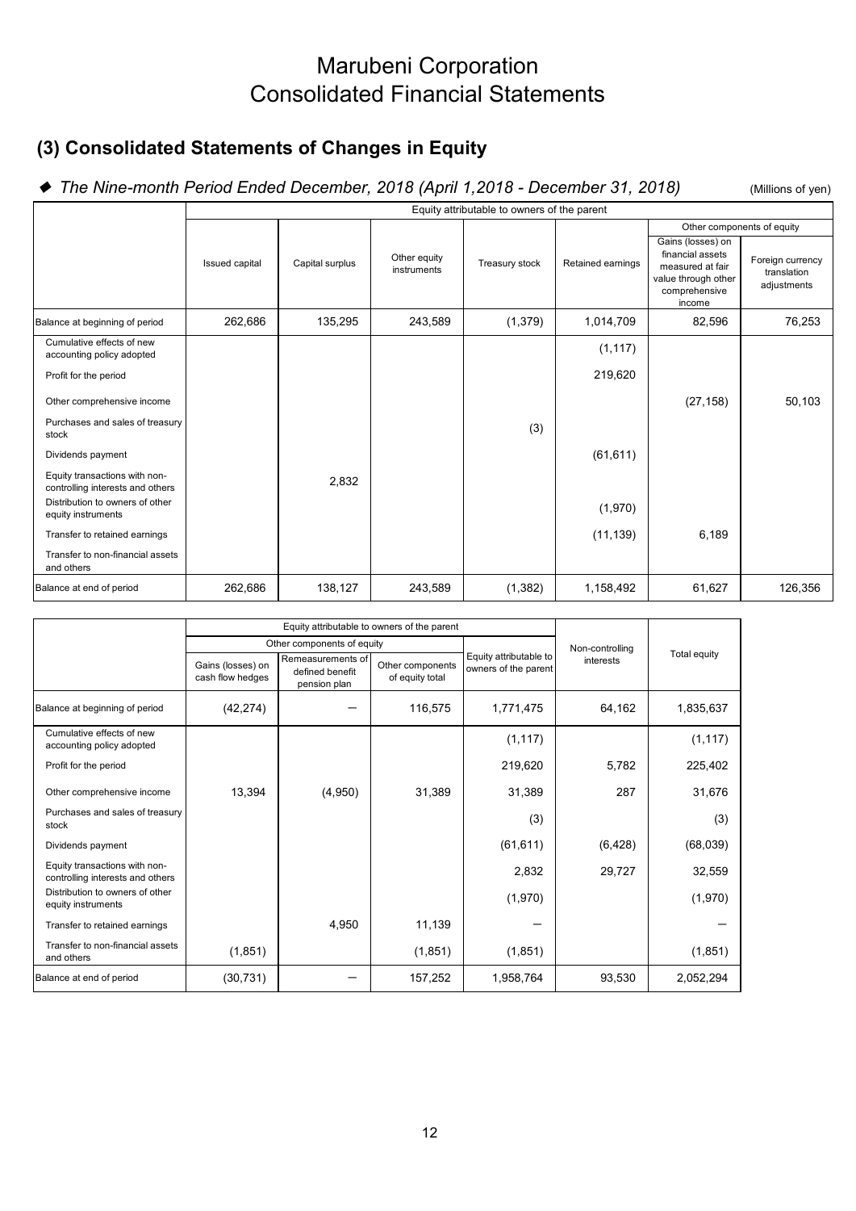# Marubeni Corporation
# Consolidated Financial Statements

## (3) Consolidated Statements of Changes in Equity

### ◆ *The Nine-month Period Ended December, 2018 (April 1,2018 - December 31, 2018)*

(Millions of yen)

| | Equity attributable to owners of the parent | | | | | | |
|---|---|---|---|---|---|---|---|
| | | | | | | Other components of equity | |
| | Issued capital | Capital surplus | Other equity instruments | Treasury stock | Retained earnings | Gains (losses) on financial assets measured at fair value through other comprehensive income | Foreign currency translation adjustments |
| Balance at beginning of period | 262,686 | 135,295 | 243,589 | (1,379) | 1,014,709 | 82,596 | 76,253 |
| Cumulative effects of new accounting policy adopted | | | | | (1,117) | | |
| Profit for the period | | | | | 219,620 | | |
| Other comprehensive income | | | | | | (27,158) | 50,103 |
| Purchases and sales of treasury stock | | | | (3) | | | |
| Dividends payment | | | | | (61,611) | | |
| Equity transactions with non-controlling interests and others | | 2,832 | | | | | |
| Distribution to owners of other equity instruments | | | | | (1,970) | | |
| Transfer to retained earnings | | | | | (11,139) | 6,189 | |
| Transfer to non-financial assets and others | | | | | | | |
| Balance at end of period | 262,686 | 138,127 | 243,589 | (1,382) | 1,158,492 | 61,627 | 126,356 |

| | Equity attributable to owners of the parent | | | | Non-controlling interests | Total equity |
|---|---|---|---|---|---|---|
| | Other components of equity | | | Equity attributable to owners of the parent | | |
| | Gains (losses) on cash flow hedges | Remeasurements of defined benefit pension plan | Other components of equity total | | | |
| Balance at beginning of period | (42,274) | ― | 116,575 | 1,771,475 | 64,162 | 1,835,637 |
| Cumulative effects of new accounting policy adopted | | | | (1,117) | | (1,117) |
| Profit for the period | | | | 219,620 | 5,782 | 225,402 |
| Other comprehensive income | 13,394 | (4,950) | 31,389 | 31,389 | 287 | 31,676 |
| Purchases and sales of treasury stock | | | | (3) | | (3) |
| Dividends payment | | | | (61,611) | (6,428) | (68,039) |
| Equity transactions with non-controlling interests and others | | | | 2,832 | 29,727 | 32,559 |
| Distribution to owners of other equity instruments | | | | (1,970) | | (1,970) |
| Transfer to retained earnings | | 4,950 | 11,139 | ― | | ― |
| Transfer to non-financial assets and others | (1,851) | | (1,851) | (1,851) | | (1,851) |
| Balance at end of period | (30,731) | ― | 157,252 | 1,958,764 | 93,530 | 2,052,294 |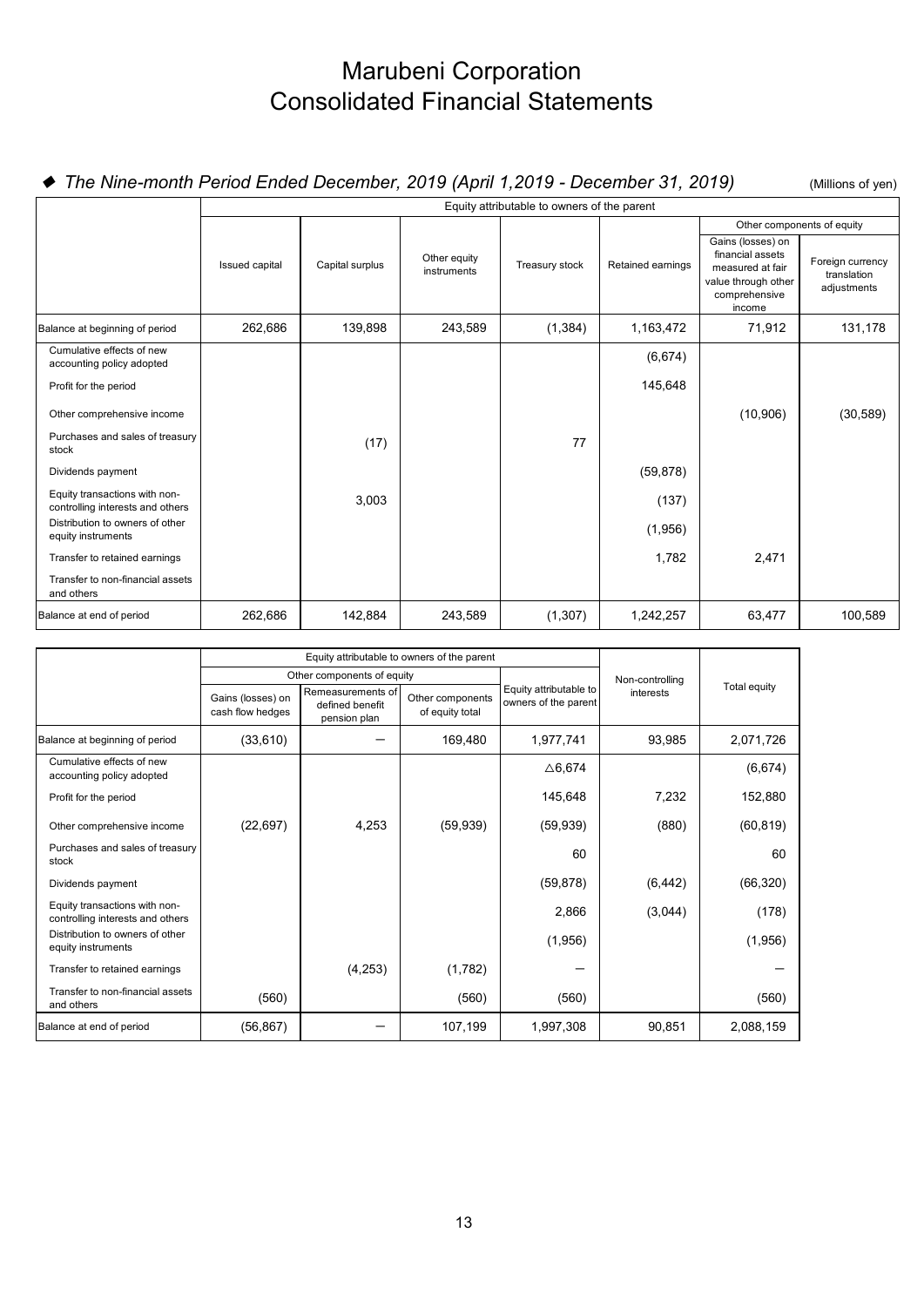# Marubeni Corporation
# Consolidated Financial Statements

## ◆ *The Nine-month Period Ended December, 2019 (April 1,2019 - December 31, 2019)*

(Millions of yen)

| | Equity attributable to owners of the parent | | | | | | |
|---|---|---|---|---|---|---|---|
| | | | | | | Other components of equity | |
| | Issued capital | Capital surplus | Other equity instruments | Treasury stock | Retained earnings | Gains (losses) on financial assets measured at fair value through other comprehensive income | Foreign currency translation adjustments |
| Balance at beginning of period | 262,686 | 139,898 | 243,589 | (1,384) | 1,163,472 | 71,912 | 131,178 |
| Cumulative effects of new accounting policy adopted | | | | | (6,674) | | |
| Profit for the period | | | | | 145,648 | | |
| Other comprehensive income | | | | | | (10,906) | (30,589) |
| Purchases and sales of treasury stock | | (17) | | 77 | | | |
| Dividends payment | | | | | (59,878) | | |
| Equity transactions with non-controlling interests and others | | 3,003 | | | (137) | | |
| Distribution to owners of other equity instruments | | | | | (1,956) | | |
| Transfer to retained earnings | | | | | 1,782 | 2,471 | |
| Transfer to non-financial assets and others | | | | | | | |
| Balance at end of period | 262,686 | 142,884 | 243,589 | (1,307) | 1,242,257 | 63,477 | 100,589 |

| | Equity attributable to owners of the parent | | | | Non-controlling interests | Total equity |
|---|---|---|---|---|---|---|
| | Other components of equity | | | Equity attributable to owners of the parent | | |
| | Gains (losses) on cash flow hedges | Remeasurements of defined benefit pension plan | Other components of equity total | | | |
| Balance at beginning of period | (33,610) | ― | 169,480 | 1,977,741 | 93,985 | 2,071,726 |
| Cumulative effects of new accounting policy adopted | | | | △6,674 | | (6,674) |
| Profit for the period | | | | 145,648 | 7,232 | 152,880 |
| Other comprehensive income | (22,697) | 4,253 | (59,939) | (59,939) | (880) | (60,819) |
| Purchases and sales of treasury stock | | | | 60 | | 60 |
| Dividends payment | | | | (59,878) | (6,442) | (66,320) |
| Equity transactions with non-controlling interests and others | | | | 2,866 | (3,044) | (178) |
| Distribution to owners of other equity instruments | | | | (1,956) | | (1,956) |
| Transfer to retained earnings | | (4,253) | (1,782) | ― | | ― |
| Transfer to non-financial assets and others | (560) | | (560) | (560) | | (560) |
| Balance at end of period | (56,867) | ― | 107,199 | 1,997,308 | 90,851 | 2,088,159 |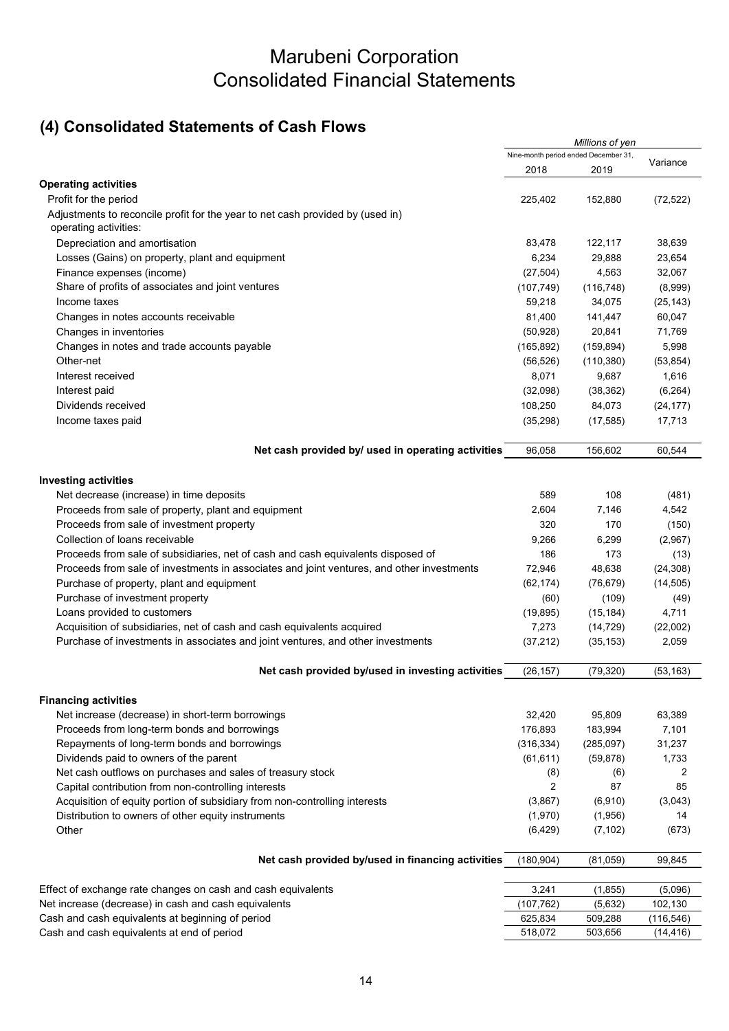# Marubeni Corporation
# Consolidated Financial Statements

## (4) Consolidated Statements of Cash Flows

| | *Millions of yen* | | |
|---|---|---|---|
| | Nine-month period ended December 31, | | Variance |
| | 2018 | 2019 | |
| **Operating activities** | | | |
| Profit for the period | 225,402 | 152,880 | (72,522) |
| Adjustments to reconcile profit for the year to net cash provided by (used in) operating activities: | | | |
| Depreciation and amortisation | 83,478 | 122,117 | 38,639 |
| Losses (Gains) on property, plant and equipment | 6,234 | 29,888 | 23,654 |
| Finance expenses (income) | (27,504) | 4,563 | 32,067 |
| Share of profits of associates and joint ventures | (107,749) | (116,748) | (8,999) |
| Income taxes | 59,218 | 34,075 | (25,143) |
| Changes in notes accounts receivable | 81,400 | 141,447 | 60,047 |
| Changes in inventories | (50,928) | 20,841 | 71,769 |
| Changes in notes and trade accounts payable | (165,892) | (159,894) | 5,998 |
| Other-net | (56,526) | (110,380) | (53,854) |
| Interest received | 8,071 | 9,687 | 1,616 |
| Interest paid | (32,098) | (38,362) | (6,264) |
| Dividends received | 108,250 | 84,073 | (24,177) |
| Income taxes paid | (35,298) | (17,585) | 17,713 |
| **Net cash provided by/ used in operating activities** | 96,058 | 156,602 | 60,544 |
| **Investing activities** | | | |
| Net decrease (increase) in time deposits | 589 | 108 | (481) |
| Proceeds from sale of property, plant and equipment | 2,604 | 7,146 | 4,542 |
| Proceeds from sale of investment property | 320 | 170 | (150) |
| Collection of loans receivable | 9,266 | 6,299 | (2,967) |
| Proceeds from sale of subsidiaries, net of cash and cash equivalents disposed of | 186 | 173 | (13) |
| Proceeds from sale of investments in associates and joint ventures, and other investments | 72,946 | 48,638 | (24,308) |
| Purchase of property, plant and equipment | (62,174) | (76,679) | (14,505) |
| Purchase of investment property | (60) | (109) | (49) |
| Loans provided to customers | (19,895) | (15,184) | 4,711 |
| Acquisition of subsidiaries, net of cash and cash equivalents acquired | 7,273 | (14,729) | (22,002) |
| Purchase of investments in associates and joint ventures, and other investments | (37,212) | (35,153) | 2,059 |
| **Net cash provided by/used in investing activities** | (26,157) | (79,320) | (53,163) |
| **Financing activities** | | | |
| Net increase (decrease) in short-term borrowings | 32,420 | 95,809 | 63,389 |
| Proceeds from long-term bonds and borrowings | 176,893 | 183,994 | 7,101 |
| Repayments of long-term bonds and borrowings | (316,334) | (285,097) | 31,237 |
| Dividends paid to owners of the parent | (61,611) | (59,878) | 1,733 |
| Net cash outflows on purchases and sales of treasury stock | (8) | (6) | 2 |
| Capital contribution from non-controlling interests | 2 | 87 | 85 |
| Acquisition of equity portion of subsidiary from non-controlling interests | (3,867) | (6,910) | (3,043) |
| Distribution to owners of other equity instruments | (1,970) | (1,956) | 14 |
| Other | (6,429) | (7,102) | (673) |
| **Net cash provided by/used in financing activities** | (180,904) | (81,059) | 99,845 |
| Effect of exchange rate changes on cash and cash equivalents | 3,241 | (1,855) | (5,096) |
| Net increase (decrease) in cash and cash equivalents | (107,762) | (5,632) | 102,130 |
| Cash and cash equivalents at beginning of period | 625,834 | 509,288 | (116,546) |
| Cash and cash equivalents at end of period | 518,072 | 503,656 | (14,416) |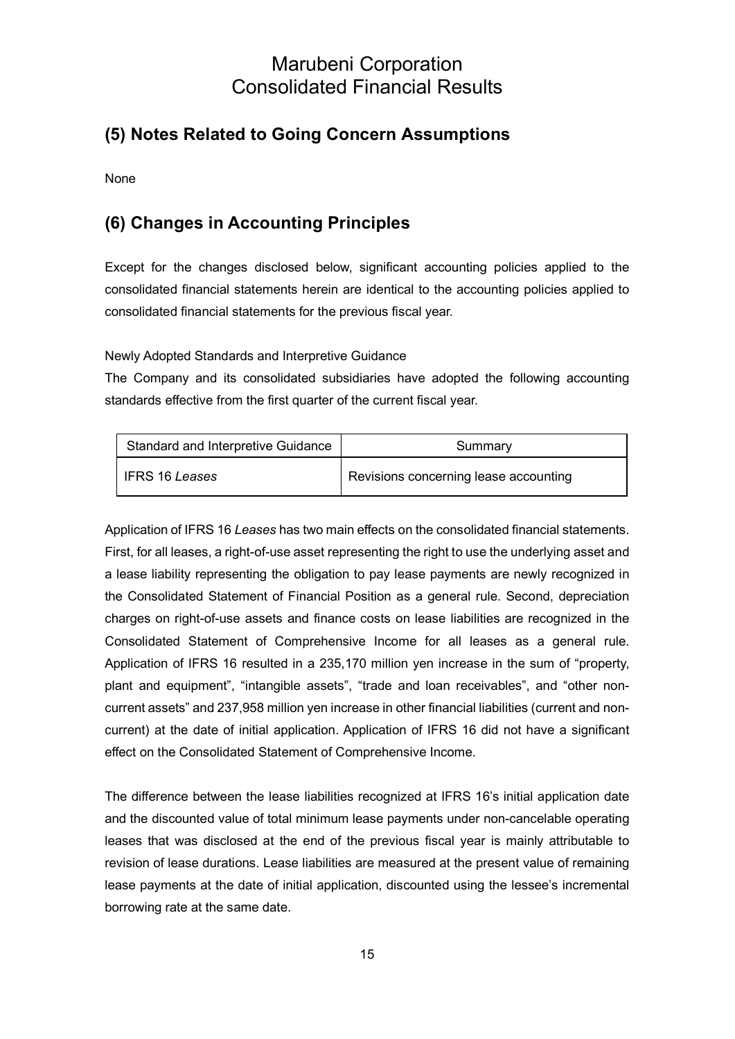## (5) Notes Related to Going Concern Assumptions

None

## (6) Changes in Accounting Principles

Except for the changes disclosed below, significant accounting policies applied to the consolidated financial statements herein are identical to the accounting policies applied to consolidated financial statements for the previous fiscal year.

Newly Adopted Standards and Interpretive Guidance

The Company and its consolidated subsidiaries have adopted the following accounting standards effective from the first quarter of the current fiscal year.

| Standard and Interpretive Guidance | Summary |
|---|---|
| IFRS 16 *Leases* | Revisions concerning lease accounting |

Application of IFRS 16 *Leases* has two main effects on the consolidated financial statements. First, for all leases, a right-of-use asset representing the right to use the underlying asset and a lease liability representing the obligation to pay lease payments are newly recognized in the Consolidated Statement of Financial Position as a general rule. Second, depreciation charges on right-of-use assets and finance costs on lease liabilities are recognized in the Consolidated Statement of Comprehensive Income for all leases as a general rule. Application of IFRS 16 resulted in a 235,170 million yen increase in the sum of "property, plant and equipment", "intangible assets", "trade and loan receivables", and "other non-current assets" and 237,958 million yen increase in other financial liabilities (current and non-current) at the date of initial application. Application of IFRS 16 did not have a significant effect on the Consolidated Statement of Comprehensive Income.

The difference between the lease liabilities recognized at IFRS 16's initial application date and the discounted value of total minimum lease payments under non-cancelable operating leases that was disclosed at the end of the previous fiscal year is mainly attributable to revision of lease durations. Lease liabilities are measured at the present value of remaining lease payments at the date of initial application, discounted using the lessee's incremental borrowing rate at the same date.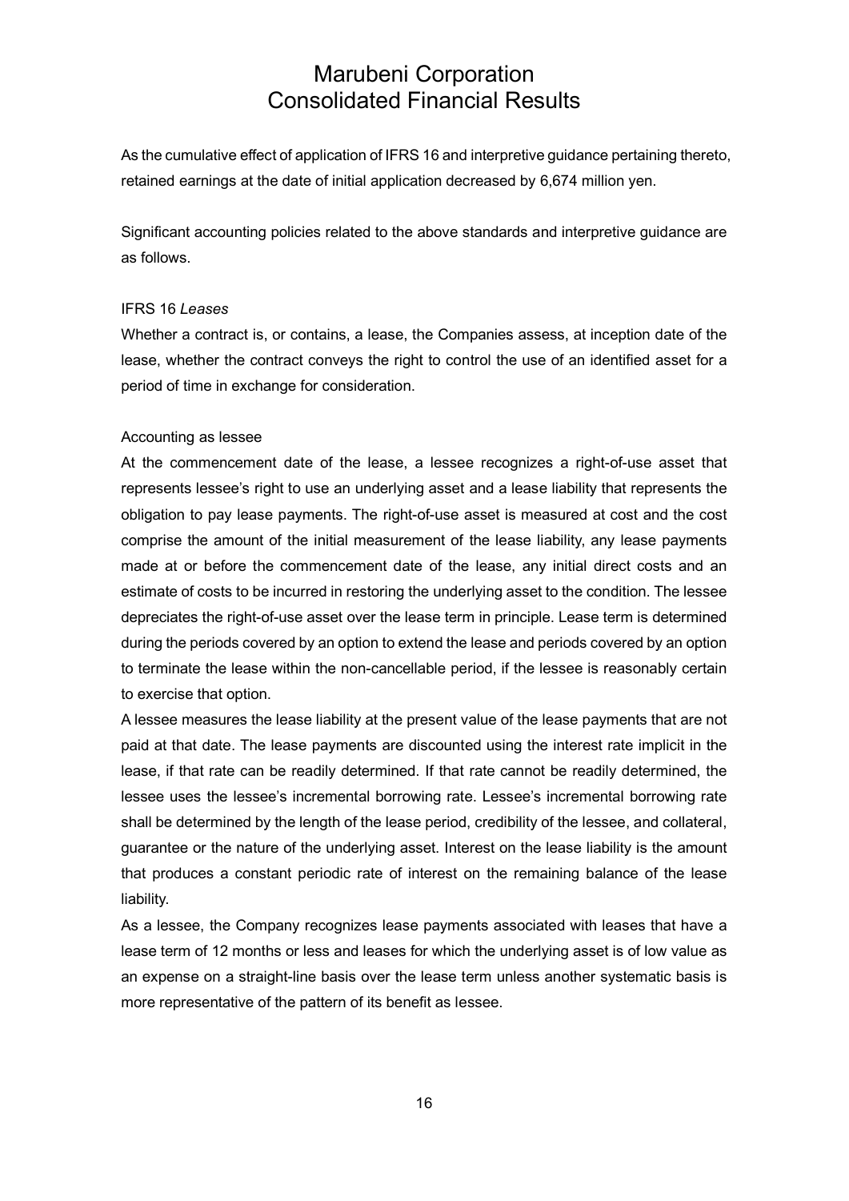As the cumulative effect of application of IFRS 16 and interpretive guidance pertaining thereto, retained earnings at the date of initial application decreased by 6,674 million yen.

Significant accounting policies related to the above standards and interpretive guidance are as follows.

IFRS 16 *Leases*

Whether a contract is, or contains, a lease, the Companies assess, at inception date of the lease, whether the contract conveys the right to control the use of an identified asset for a period of time in exchange for consideration.

Accounting as lessee

At the commencement date of the lease, a lessee recognizes a right-of-use asset that represents lessee's right to use an underlying asset and a lease liability that represents the obligation to pay lease payments. The right-of-use asset is measured at cost and the cost comprise the amount of the initial measurement of the lease liability, any lease payments made at or before the commencement date of the lease, any initial direct costs and an estimate of costs to be incurred in restoring the underlying asset to the condition. The lessee depreciates the right-of-use asset over the lease term in principle. Lease term is determined during the periods covered by an option to extend the lease and periods covered by an option to terminate the lease within the non-cancellable period, if the lessee is reasonably certain to exercise that option.

A lessee measures the lease liability at the present value of the lease payments that are not paid at that date. The lease payments are discounted using the interest rate implicit in the lease, if that rate can be readily determined. If that rate cannot be readily determined, the lessee uses the lessee's incremental borrowing rate. Lessee's incremental borrowing rate shall be determined by the length of the lease period, credibility of the lessee, and collateral, guarantee or the nature of the underlying asset. Interest on the lease liability is the amount that produces a constant periodic rate of interest on the remaining balance of the lease liability.

As a lessee, the Company recognizes lease payments associated with leases that have a lease term of 12 months or less and leases for which the underlying asset is of low value as an expense on a straight-line basis over the lease term unless another systematic basis is more representative of the pattern of its benefit as lessee.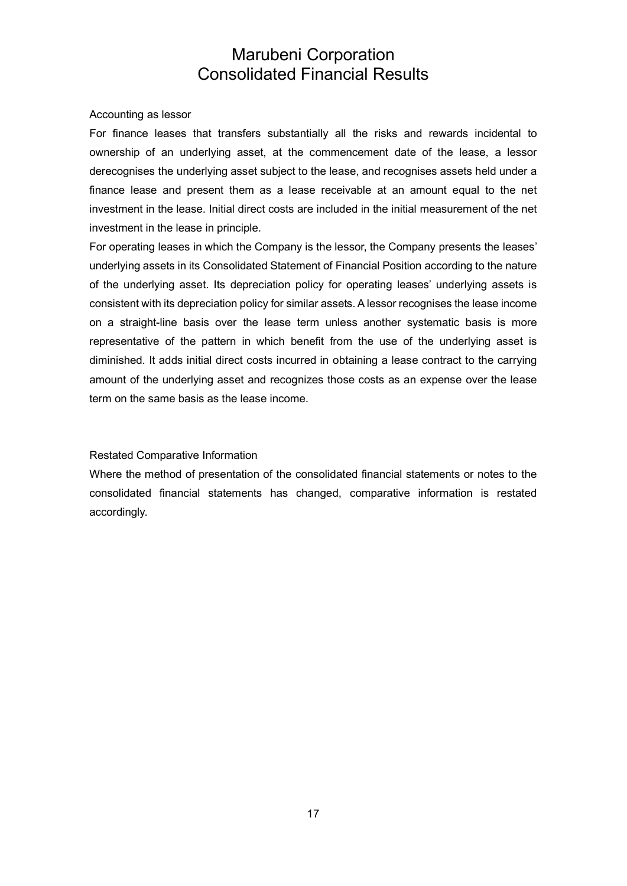Accounting as lessor

For finance leases that transfers substantially all the risks and rewards incidental to ownership of an underlying asset, at the commencement date of the lease, a lessor derecognises the underlying asset subject to the lease, and recognises assets held under a finance lease and present them as a lease receivable at an amount equal to the net investment in the lease. Initial direct costs are included in the initial measurement of the net investment in the lease in principle.

For operating leases in which the Company is the lessor, the Company presents the leases' underlying assets in its Consolidated Statement of Financial Position according to the nature of the underlying asset. Its depreciation policy for operating leases' underlying assets is consistent with its depreciation policy for similar assets. A lessor recognises the lease income on a straight-line basis over the lease term unless another systematic basis is more representative of the pattern in which benefit from the use of the underlying asset is diminished. It adds initial direct costs incurred in obtaining a lease contract to the carrying amount of the underlying asset and recognizes those costs as an expense over the lease term on the same basis as the lease income.

Restated Comparative Information

Where the method of presentation of the consolidated financial statements or notes to the consolidated financial statements has changed, comparative information is restated accordingly.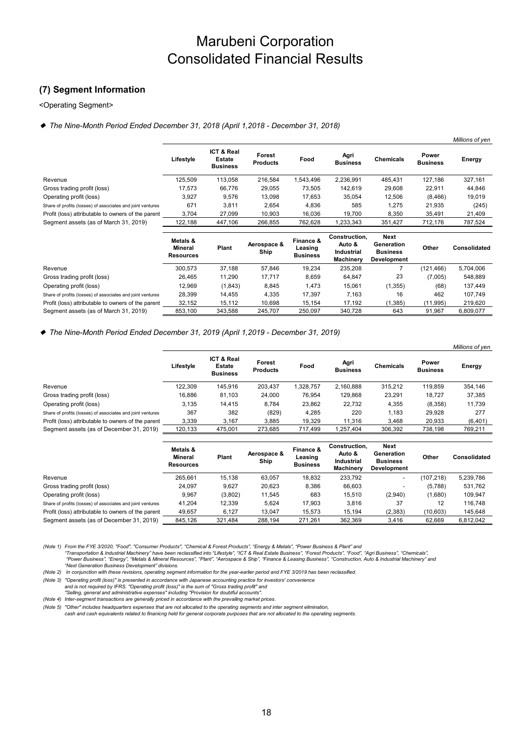# Marubeni Corporation
# Consolidated Financial Results

## (7) Segment Information

<Operating Segment>

◆ *The Nine-Month Period Ended December 31, 2018 (April 1,2018 - December 31, 2018)*

*Millions of yen*

| | Lifestyle | ICT & Real Estate Business | Forest Products | Food | Agri Business | Chemicals | Power Business | Energy |
|---|---|---|---|---|---|---|---|---|
| Revenue | 125,509 | 113,058 | 216,584 | 1,543,496 | 2,236,991 | 485,431 | 127,186 | 327,161 |
| Gross trading profit (loss) | 17,573 | 66,776 | 29,055 | 73,505 | 142,619 | 29,608 | 22,911 | 44,846 |
| Operating profit (loss) | 3,927 | 9,576 | 13,098 | 17,653 | 35,054 | 12,506 | (8,466) | 19,019 |
| Share of profits (losses) of associates and joint ventures | 671 | 3,811 | 2,654 | 4,836 | 585 | 1,275 | 21,935 | (245) |
| Profit (loss) attributable to owners of the parent | 3,704 | 27,099 | 10,903 | 16,036 | 19,700 | 8,350 | 35,491 | 21,409 |
| Segment assets (as of March 31, 2019) | 122,188 | 447,106 | 266,855 | 762,628 | 1,233,343 | 351,427 | 712,176 | 787,524 |

| | Metals & Mineral Resources | Plant | Aerospace & Ship | Finance & Leasing Business | Construction, Auto & Industrial Machinery | Next Generation Business Development | Other | Consolidated |
|---|---|---|---|---|---|---|---|---|
| Revenue | 300,573 | 37,188 | 57,846 | 19,234 | 235,208 | 7 | (121,466) | 5,704,006 |
| Gross trading profit (loss) | 26,465 | 11,290 | 17,717 | 8,659 | 64,847 | 23 | (7,005) | 548,889 |
| Operating profit (loss) | 12,969 | (1,843) | 8,845 | 1,473 | 15,061 | (1,355) | (68) | 137,449 |
| Share of profits (losses) of associates and joint ventures | 28,399 | 14,455 | 4,335 | 17,397 | 7,163 | 16 | 462 | 107,749 |
| Profit (loss) attributable to owners of the parent | 32,152 | 15,112 | 10,698 | 15,154 | 17,192 | (1,385) | (11,995) | 219,620 |
| Segment assets (as of March 31, 2019) | 853,100 | 343,588 | 245,707 | 250,097 | 340,728 | 643 | 91,967 | 6,809,077 |

◆ *The Nine-Month Period Ended December 31, 2019 (April 1,2019 - December 31, 2019)*

*Millions of yen*

| | Lifestyle | ICT & Real Estate Business | Forest Products | Food | Agri Business | Chemicals | Power Business | Energy |
|---|---|---|---|---|---|---|---|---|
| Revenue | 122,309 | 145,916 | 203,437 | 1,328,757 | 2,160,888 | 315,212 | 119,859 | 354,146 |
| Gross trading profit (loss) | 16,886 | 81,103 | 24,000 | 76,954 | 129,868 | 23,291 | 18,727 | 37,385 |
| Operating profit (loss) | 3,135 | 14,415 | 8,784 | 23,862 | 22,732 | 4,355 | (8,358) | 11,739 |
| Share of profits (losses) of associates and joint ventures | 367 | 382 | (829) | 4,285 | 220 | 1,183 | 29,928 | 277 |
| Profit (loss) attributable to owners of the parent | 3,339 | 3,167 | 3,885 | 19,329 | 11,316 | 3,468 | 20,933 | (6,401) |
| Segment assets (as of December 31, 2019) | 120,133 | 475,001 | 273,685 | 717,499 | 1,257,404 | 306,392 | 738,198 | 769,211 |

| | Metals & Mineral Resources | Plant | Aerospace & Ship | Finance & Leasing Business | Construction, Auto & Industrial Machinery | Next Generation Business Development | Other | Consolidated |
|---|---|---|---|---|---|---|---|---|
| Revenue | 265,661 | 15,138 | 63,057 | 18,832 | 233,792 | - | (107,218) | 5,239,786 |
| Gross trading profit (loss) | 24,097 | 9,627 | 20,623 | 8,386 | 66,603 | - | (5,788) | 531,762 |
| Operating profit (loss) | 9,967 | (3,802) | 11,545 | 683 | 15,510 | (2,940) | (1,680) | 109,947 |
| Share of profits (losses) of associates and joint ventures | 41,204 | 12,339 | 5,624 | 17,903 | 3,816 | 37 | 12 | 116,748 |
| Profit (loss) attributable to owners of the parent | 49,657 | 6,127 | 13,047 | 15,573 | 15,194 | (2,383) | (10,603) | 145,648 |
| Segment assets (as of December 31, 2019) | 845,126 | 321,484 | 288,194 | 271,261 | 362,369 | 3,416 | 62,669 | 6,812,042 |

*(Note 1) From the FYE 3/2020, "Food", "Consumer Products", "Chemical & Forest Products", "Energy & Metals", "Power Business & Plant" and "Transportation & Industrial Machinery" have been reclassified into "Lifestyle", "ICT & Real Estate Business", "Forest Products", "Food", "Agri Business", "Chemicals", "Power Business", "Energy", "Metals & Mineral Resources", "Plant", "Aerospace & Ship", "Finance & Leasing Business", "Construction, Auto & Industrial Machinery" and "Next Generation Business Development" divisions.*

*(Note 2) In conjunction with these revisions, operating segment information for the year-earlier period and FYE 3/2019 has been reclassified.*

*(Note 3) "Operating profit (loss)" is presented in accordance with Japanese accounting practice for investors' convenience and is not required by IFRS. "Operating profit (loss)" is the sum of "Gross trading profit" and "Selling, general and administrative expenses" including "Provision for doubtful accounts".*

*(Note 4) Inter-segment transactions are generally priced in accordance with the prevailing market prices.*

*(Note 5) "Other" includes headquarters expenses that are not allocated to the operating segments and inter segment elimination, cash and cash equivalents related to finanicng held for general corporate purposes that are not allocated to the operating segments.*